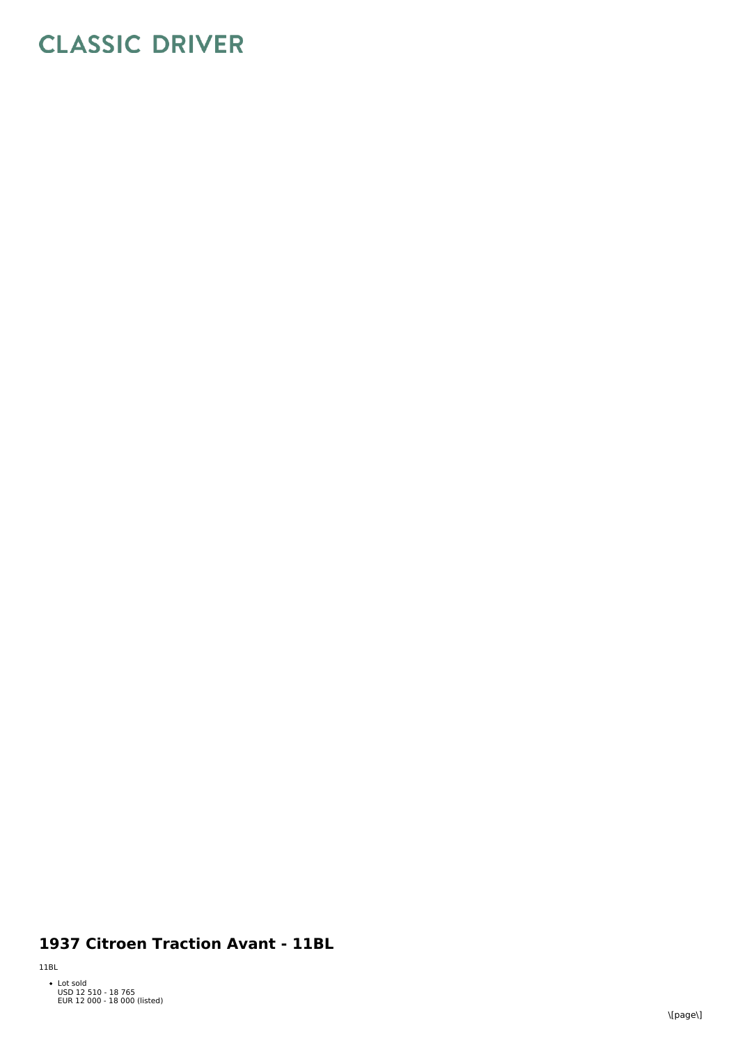# CLASSIC DRIVER

## 1937 Citroen Traction Avant - 11BL

11BL

- Lot sold
  USD 12 510 - 18 765
  EUR 12 000 - 18 000 (listed)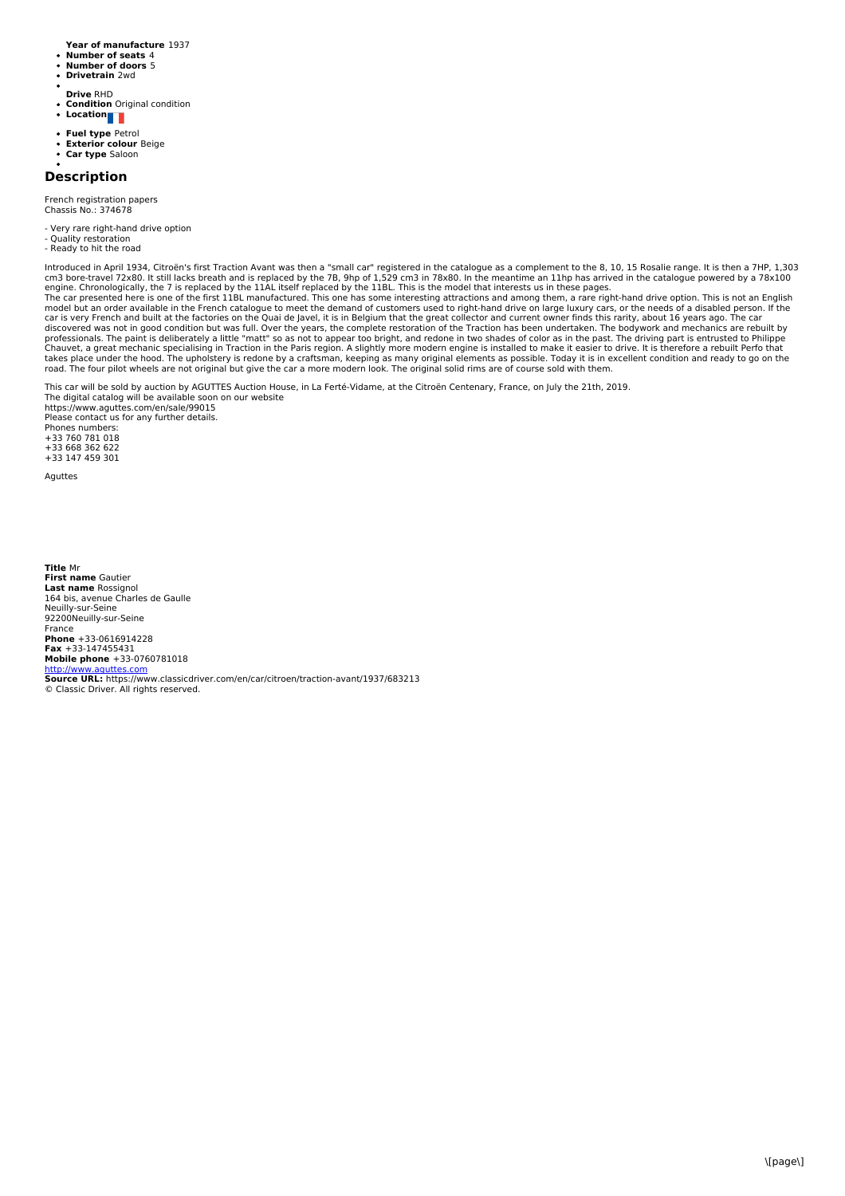**Year of manufacture** 1937

- **Number of seats** 4
- **Number of doors** 5
- **Drivetrain** 2wd
- **Drive** RHD
- **Condition** Original condition
- **Location**
- **Fuel type** Petrol
- **Exterior colour** Beige
- **Car type** Saloon

## Description

French registration papers
Chassis No.: 374678

- Very rare right-hand drive option
- Quality restoration
- Ready to hit the road

Introduced in April 1934, Citroën's first Traction Avant was then a "small car" registered in the catalogue as a complement to the 8, 10, 15 Rosalie range. It is then a 7HP, 1,303 cm3 bore-travel 72x80. It still lacks breath and is replaced by the 7B, 9hp of 1,529 cm3 in 78x80. In the meantime an 11hp has arrived in the catalogue powered by a 78x100 engine. Chronologically, the 7 is replaced by the 11AL itself replaced by the 11BL. This is the model that interests us in these pages.
The car presented here is one of the first 11BL manufactured. This one has some interesting attractions and among them, a rare right-hand drive option. This is not an English model but an order available in the French catalogue to meet the demand of customers used to right-hand drive on large luxury cars, or the needs of a disabled person. If the car is very French and built at the factories on the Quai de Javel, it is in Belgium that the great collector and current owner finds this rarity, about 16 years ago. The car discovered was not in good condition but was full. Over the years, the complete restoration of the Traction has been undertaken. The bodywork and mechanics are rebuilt by professionals. The paint is deliberately a little "matt" so as not to appear too bright, and redone in two shades of color as in the past. The driving part is entrusted to Philippe Chauvet, a great mechanic specialising in Traction in the Paris region. A slightly more modern engine is installed to make it easier to drive. It is therefore a rebuilt Perfo that takes place under the hood. The upholstery is redone by a craftsman, keeping as many original elements as possible. Today it is in excellent condition and ready to go on the road. The four pilot wheels are not original but give the car a more modern look. The original solid rims are of course sold with them.

This car will be sold by auction by AGUTTES Auction House, in La Ferté-Vidame, at the Citroën Centenary, France, on July the 21th, 2019.
The digital catalog will be available soon on our website
https://www.aguttes.com/en/sale/99015
Please contact us for any further details.
Phones numbers:
+33 760 781 018
+33 668 362 622
+33 147 459 301

Aguttes

**Title** Mr
**First name** Gautier
**Last name** Rossignol
164 bis, avenue Charles de Gaulle
Neuilly-sur-Seine
92200Neuilly-sur-Seine
France
**Phone** +33-0616914228
**Fax** +33-147455431
**Mobile phone** +33-0760781018
http://www.aguttes.com
**Source URL:** https://www.classicdriver.com/en/car/citroen/traction-avant/1937/683213
© Classic Driver. All rights reserved.